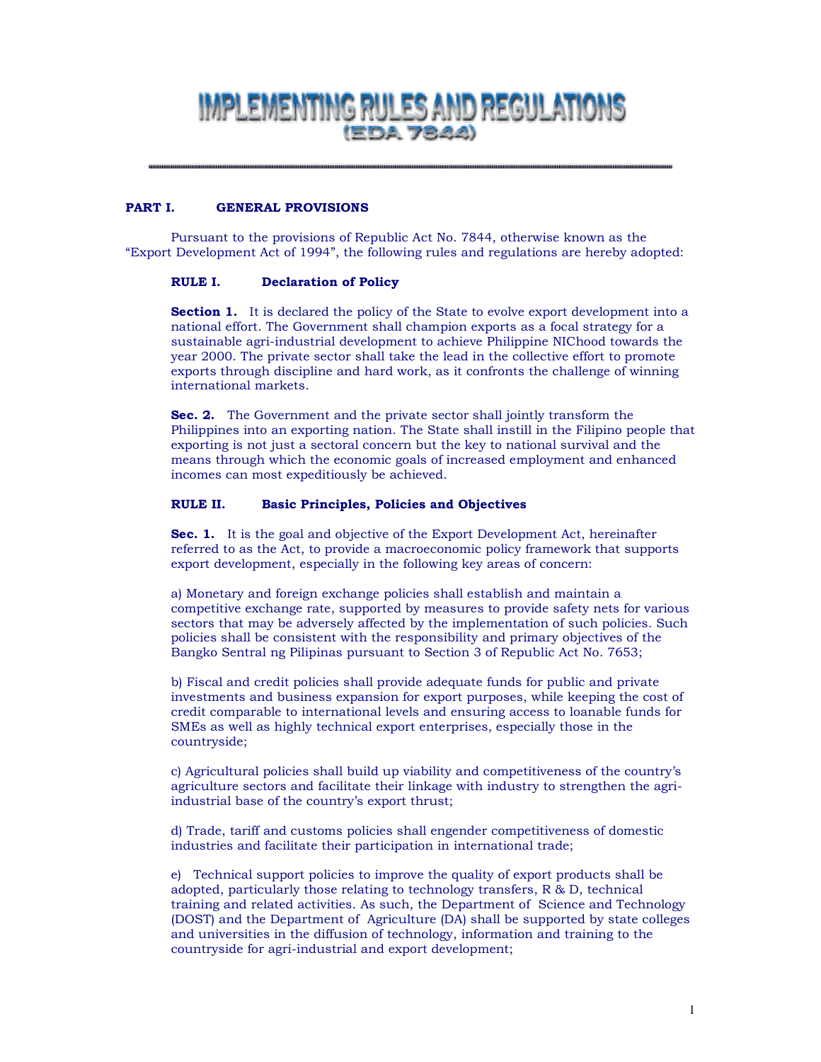# IMPLEMENTING RULES AND REGULATIONS
## (EDA 7844)

---

## PART I. GENERAL PROVISIONS

Pursuant to the provisions of Republic Act No. 7844, otherwise known as the "Export Development Act of 1994", the following rules and regulations are hereby adopted:

### RULE I. Declaration of Policy

**Section 1.** It is declared the policy of the State to evolve export development into a national effort. The Government shall champion exports as a focal strategy for a sustainable agri-industrial development to achieve Philippine NIChood towards the year 2000. The private sector shall take the lead in the collective effort to promote exports through discipline and hard work, as it confronts the challenge of winning international markets.

**Sec. 2.** The Government and the private sector shall jointly transform the Philippines into an exporting nation. The State shall instill in the Filipino people that exporting is not just a sectoral concern but the key to national survival and the means through which the economic goals of increased employment and enhanced incomes can most expeditiously be achieved.

### RULE II. Basic Principles, Policies and Objectives

**Sec. 1.** It is the goal and objective of the Export Development Act, hereinafter referred to as the Act, to provide a macroeconomic policy framework that supports export development, especially in the following key areas of concern:

a) Monetary and foreign exchange policies shall establish and maintain a competitive exchange rate, supported by measures to provide safety nets for various sectors that may be adversely affected by the implementation of such policies. Such policies shall be consistent with the responsibility and primary objectives of the Bangko Sentral ng Pilipinas pursuant to Section 3 of Republic Act No. 7653;

b) Fiscal and credit policies shall provide adequate funds for public and private investments and business expansion for export purposes, while keeping the cost of credit comparable to international levels and ensuring access to loanable funds for SMEs as well as highly technical export enterprises, especially those in the countryside;

c) Agricultural policies shall build up viability and competitiveness of the country's agriculture sectors and facilitate their linkage with industry to strengthen the agri-industrial base of the country's export thrust;

d) Trade, tariff and customs policies shall engender competitiveness of domestic industries and facilitate their participation in international trade;

e) Technical support policies to improve the quality of export products shall be adopted, particularly those relating to technology transfers, R & D, technical training and related activities. As such, the Department of Science and Technology (DOST) and the Department of Agriculture (DA) shall be supported by state colleges and universities in the diffusion of technology, information and training to the countryside for agri-industrial and export development;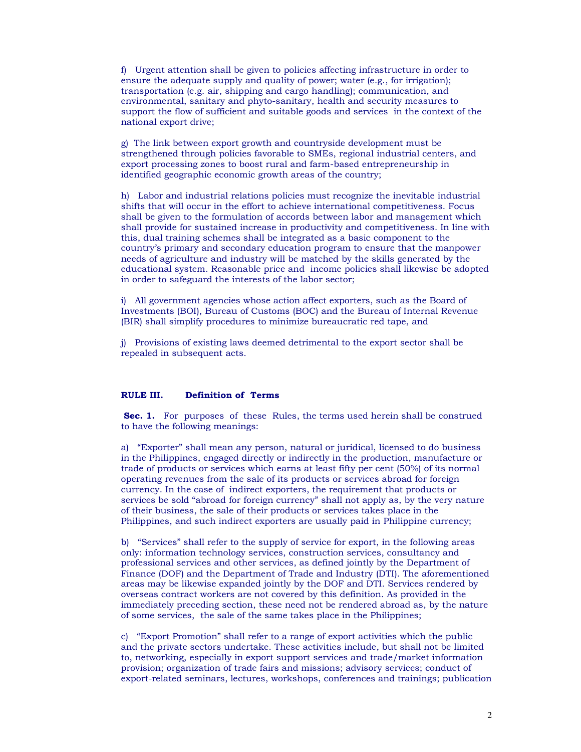f) Urgent attention shall be given to policies affecting infrastructure in order to ensure the adequate supply and quality of power; water (e.g., for irrigation); transportation (e.g. air, shipping and cargo handling); communication, and environmental, sanitary and phyto-sanitary, health and security measures to support the flow of sufficient and suitable goods and services in the context of the national export drive;

g) The link between export growth and countryside development must be strengthened through policies favorable to SMEs, regional industrial centers, and export processing zones to boost rural and farm-based entrepreneurship in identified geographic economic growth areas of the country;

h) Labor and industrial relations policies must recognize the inevitable industrial shifts that will occur in the effort to achieve international competitiveness. Focus shall be given to the formulation of accords between labor and management which shall provide for sustained increase in productivity and competitiveness. In line with this, dual training schemes shall be integrated as a basic component to the country's primary and secondary education program to ensure that the manpower needs of agriculture and industry will be matched by the skills generated by the educational system. Reasonable price and income policies shall likewise be adopted in order to safeguard the interests of the labor sector;

i) All government agencies whose action affect exporters, such as the Board of Investments (BOI), Bureau of Customs (BOC) and the Bureau of Internal Revenue (BIR) shall simplify procedures to minimize bureaucratic red tape, and

j) Provisions of existing laws deemed detrimental to the export sector shall be repealed in subsequent acts.

## RULE III. Definition of Terms

**Sec. 1.** For purposes of these Rules, the terms used herein shall be construed to have the following meanings:

a) "Exporter" shall mean any person, natural or juridical, licensed to do business in the Philippines, engaged directly or indirectly in the production, manufacture or trade of products or services which earns at least fifty per cent (50%) of its normal operating revenues from the sale of its products or services abroad for foreign currency. In the case of indirect exporters, the requirement that products or services be sold "abroad for foreign currency" shall not apply as, by the very nature of their business, the sale of their products or services takes place in the Philippines, and such indirect exporters are usually paid in Philippine currency;

b) "Services" shall refer to the supply of service for export, in the following areas only: information technology services, construction services, consultancy and professional services and other services, as defined jointly by the Department of Finance (DOF) and the Department of Trade and Industry (DTI). The aforementioned areas may be likewise expanded jointly by the DOF and DTI. Services rendered by overseas contract workers are not covered by this definition. As provided in the immediately preceding section, these need not be rendered abroad as, by the nature of some services, the sale of the same takes place in the Philippines;

c) "Export Promotion" shall refer to a range of export activities which the public and the private sectors undertake. These activities include, but shall not be limited to, networking, especially in export support services and trade/market information provision; organization of trade fairs and missions; advisory services; conduct of export-related seminars, lectures, workshops, conferences and trainings; publication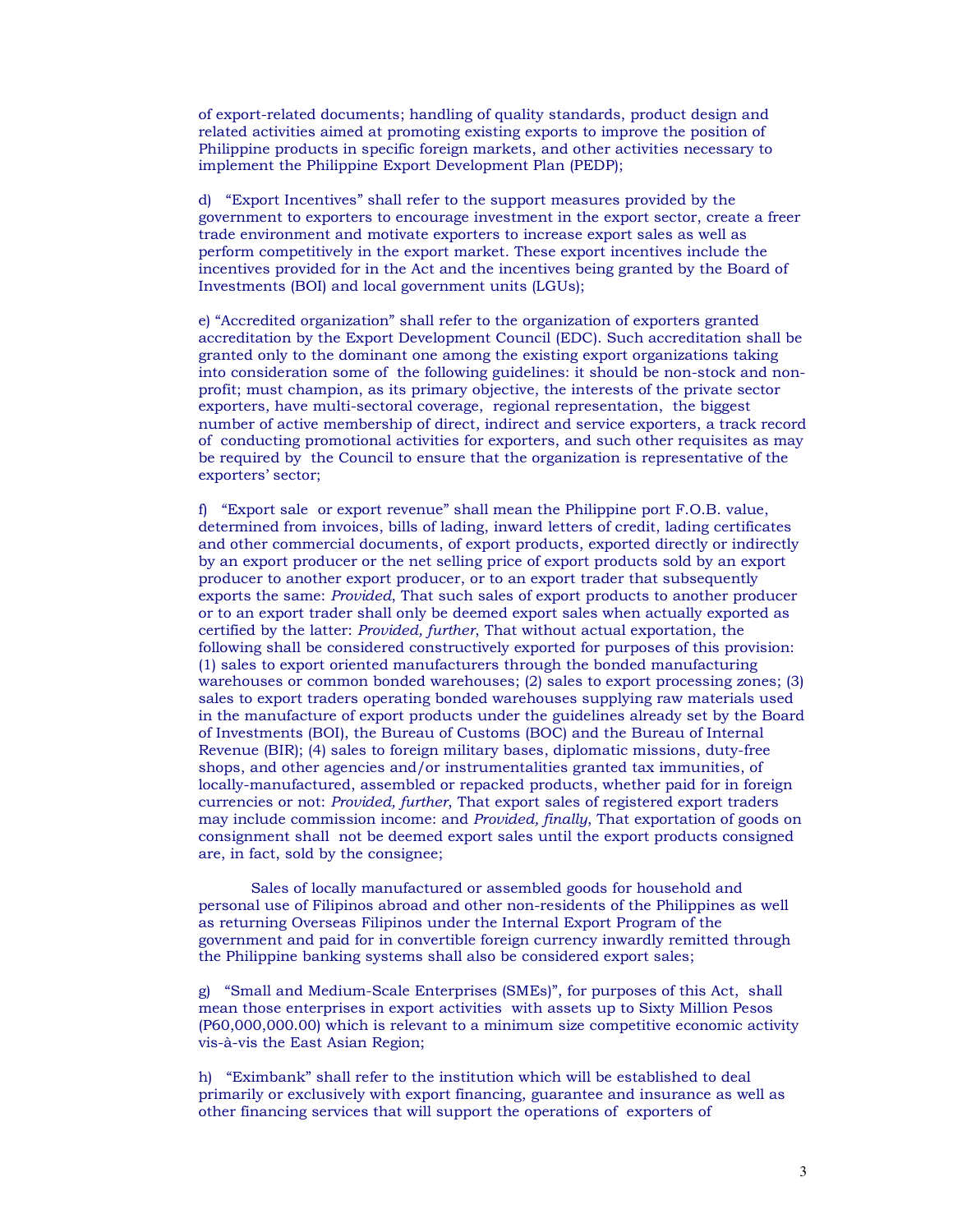of export-related documents; handling of quality standards, product design and related activities aimed at promoting existing exports to improve the position of Philippine products in specific foreign markets, and other activities necessary to implement the Philippine Export Development Plan (PEDP);

d) "Export Incentives" shall refer to the support measures provided by the government to exporters to encourage investment in the export sector, create a freer trade environment and motivate exporters to increase export sales as well as perform competitively in the export market. These export incentives include the incentives provided for in the Act and the incentives being granted by the Board of Investments (BOI) and local government units (LGUs);

e) "Accredited organization" shall refer to the organization of exporters granted accreditation by the Export Development Council (EDC). Such accreditation shall be granted only to the dominant one among the existing export organizations taking into consideration some of the following guidelines: it should be non-stock and non-profit; must champion, as its primary objective, the interests of the private sector exporters, have multi-sectoral coverage, regional representation, the biggest number of active membership of direct, indirect and service exporters, a track record of conducting promotional activities for exporters, and such other requisites as may be required by the Council to ensure that the organization is representative of the exporters' sector;

f) "Export sale or export revenue" shall mean the Philippine port F.O.B. value, determined from invoices, bills of lading, inward letters of credit, lading certificates and other commercial documents, of export products, exported directly or indirectly by an export producer or the net selling price of export products sold by an export producer to another export producer, or to an export trader that subsequently exports the same: *Provided*, That such sales of export products to another producer or to an export trader shall only be deemed export sales when actually exported as certified by the latter: *Provided, further*, That without actual exportation, the following shall be considered constructively exported for purposes of this provision: (1) sales to export oriented manufacturers through the bonded manufacturing warehouses or common bonded warehouses; (2) sales to export processing zones; (3) sales to export traders operating bonded warehouses supplying raw materials used in the manufacture of export products under the guidelines already set by the Board of Investments (BOI), the Bureau of Customs (BOC) and the Bureau of Internal Revenue (BIR); (4) sales to foreign military bases, diplomatic missions, duty-free shops, and other agencies and/or instrumentalities granted tax immunities, of locally-manufactured, assembled or repacked products, whether paid for in foreign currencies or not: *Provided, further*, That export sales of registered export traders may include commission income: and *Provided, finally*, That exportation of goods on consignment shall not be deemed export sales until the export products consigned are, in fact, sold by the consignee;

Sales of locally manufactured or assembled goods for household and personal use of Filipinos abroad and other non-residents of the Philippines as well as returning Overseas Filipinos under the Internal Export Program of the government and paid for in convertible foreign currency inwardly remitted through the Philippine banking systems shall also be considered export sales;

g) "Small and Medium-Scale Enterprises (SMEs)", for purposes of this Act, shall mean those enterprises in export activities with assets up to Sixty Million Pesos (P60,000,000.00) which is relevant to a minimum size competitive economic activity vis-à-vis the East Asian Region;

h) "Eximbank" shall refer to the institution which will be established to deal primarily or exclusively with export financing, guarantee and insurance as well as other financing services that will support the operations of exporters of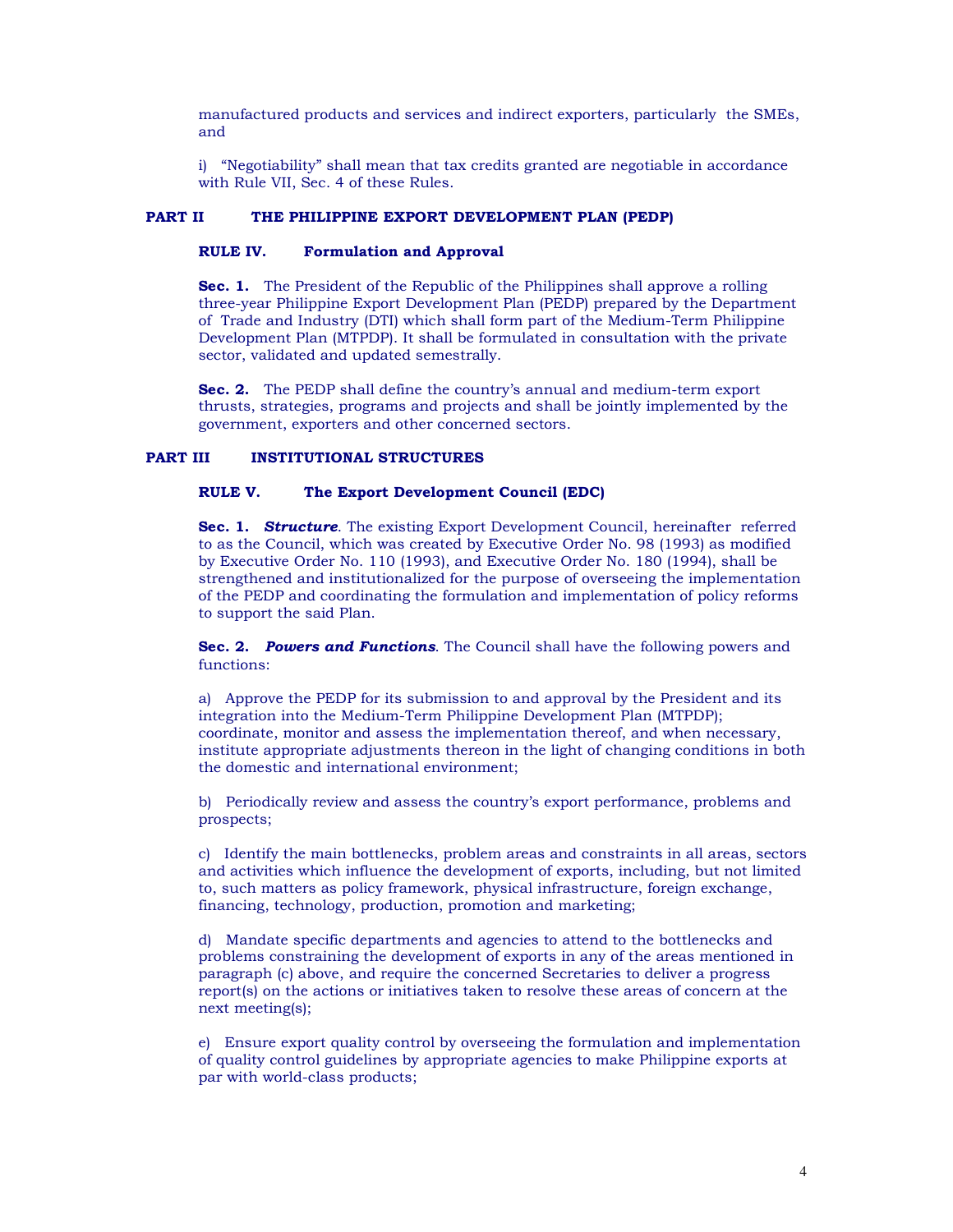manufactured products and services and indirect exporters, particularly the SMEs, and

i) "Negotiability" shall mean that tax credits granted are negotiable in accordance with Rule VII, Sec. 4 of these Rules.

## PART II THE PHILIPPINE EXPORT DEVELOPMENT PLAN (PEDP)

### RULE IV. Formulation and Approval

**Sec. 1.** The President of the Republic of the Philippines shall approve a rolling three-year Philippine Export Development Plan (PEDP) prepared by the Department of Trade and Industry (DTI) which shall form part of the Medium-Term Philippine Development Plan (MTPDP). It shall be formulated in consultation with the private sector, validated and updated semestrally.

**Sec. 2.** The PEDP shall define the country's annual and medium-term export thrusts, strategies, programs and projects and shall be jointly implemented by the government, exporters and other concerned sectors.

## PART III INSTITUTIONAL STRUCTURES

### RULE V. The Export Development Council (EDC)

**Sec. 1.** ***Structure***. The existing Export Development Council, hereinafter referred to as the Council, which was created by Executive Order No. 98 (1993) as modified by Executive Order No. 110 (1993), and Executive Order No. 180 (1994), shall be strengthened and institutionalized for the purpose of overseeing the implementation of the PEDP and coordinating the formulation and implementation of policy reforms to support the said Plan.

**Sec. 2.** ***Powers and Functions***. The Council shall have the following powers and functions:

a) Approve the PEDP for its submission to and approval by the President and its integration into the Medium-Term Philippine Development Plan (MTPDP); coordinate, monitor and assess the implementation thereof, and when necessary, institute appropriate adjustments thereon in the light of changing conditions in both the domestic and international environment;

b) Periodically review and assess the country's export performance, problems and prospects;

c) Identify the main bottlenecks, problem areas and constraints in all areas, sectors and activities which influence the development of exports, including, but not limited to, such matters as policy framework, physical infrastructure, foreign exchange, financing, technology, production, promotion and marketing;

d) Mandate specific departments and agencies to attend to the bottlenecks and problems constraining the development of exports in any of the areas mentioned in paragraph (c) above, and require the concerned Secretaries to deliver a progress report(s) on the actions or initiatives taken to resolve these areas of concern at the next meeting(s);

e) Ensure export quality control by overseeing the formulation and implementation of quality control guidelines by appropriate agencies to make Philippine exports at par with world-class products;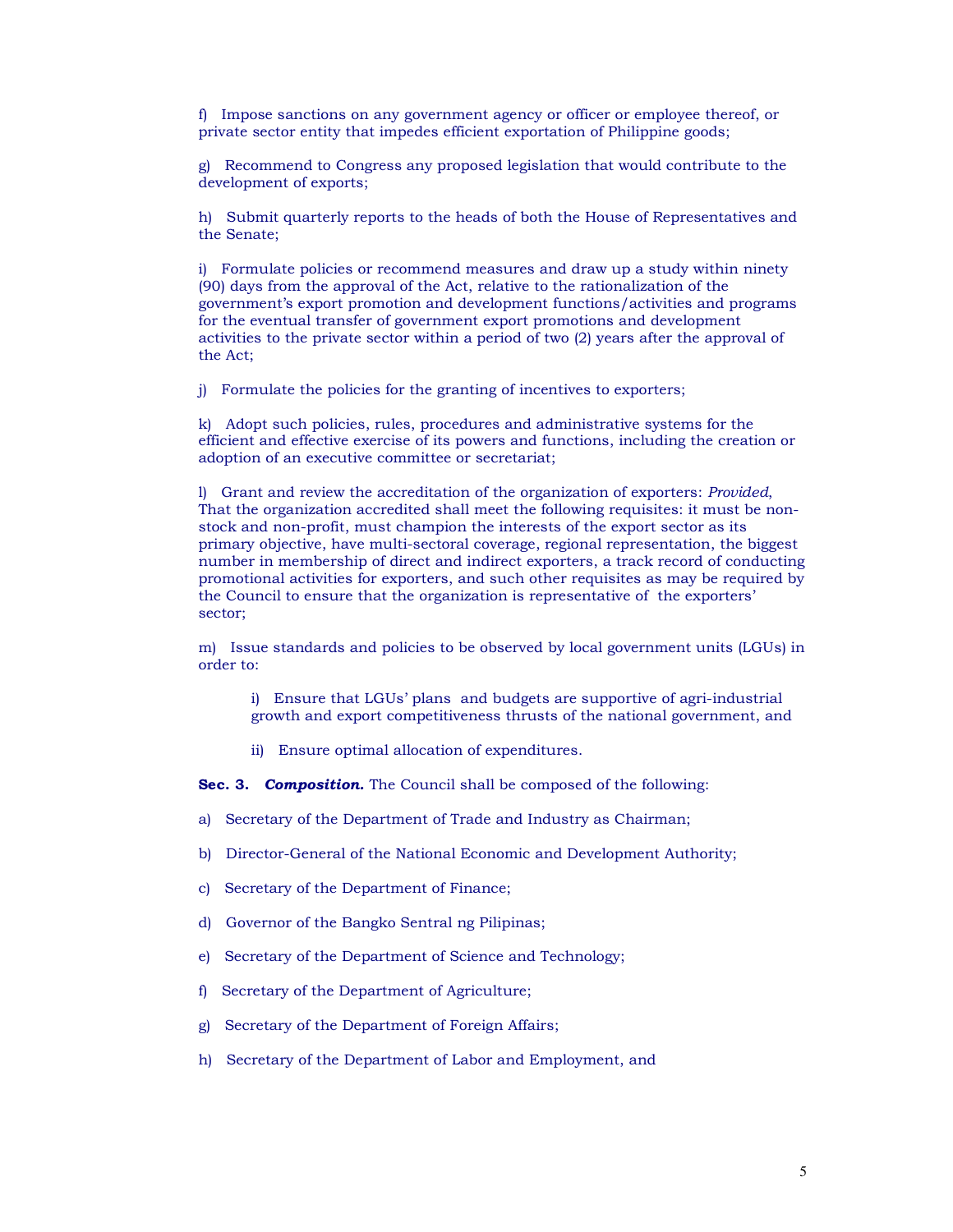f) Impose sanctions on any government agency or officer or employee thereof, or private sector entity that impedes efficient exportation of Philippine goods;

g) Recommend to Congress any proposed legislation that would contribute to the development of exports;

h) Submit quarterly reports to the heads of both the House of Representatives and the Senate;

i) Formulate policies or recommend measures and draw up a study within ninety (90) days from the approval of the Act, relative to the rationalization of the government's export promotion and development functions/activities and programs for the eventual transfer of government export promotions and development activities to the private sector within a period of two (2) years after the approval of the Act;

j) Formulate the policies for the granting of incentives to exporters;

k) Adopt such policies, rules, procedures and administrative systems for the efficient and effective exercise of its powers and functions, including the creation or adoption of an executive committee or secretariat;

l) Grant and review the accreditation of the organization of exporters: *Provided*, That the organization accredited shall meet the following requisites: it must be non-stock and non-profit, must champion the interests of the export sector as its primary objective, have multi-sectoral coverage, regional representation, the biggest number in membership of direct and indirect exporters, a track record of conducting promotional activities for exporters, and such other requisites as may be required by the Council to ensure that the organization is representative of the exporters' sector;

m) Issue standards and policies to be observed by local government units (LGUs) in order to:

> i) Ensure that LGUs' plans and budgets are supportive of agri-industrial growth and export competitiveness thrusts of the national government, and
>
> ii) Ensure optimal allocation of expenditures.

**Sec. 3.** ***Composition.*** The Council shall be composed of the following:

a) Secretary of the Department of Trade and Industry as Chairman;

b) Director-General of the National Economic and Development Authority;

c) Secretary of the Department of Finance;

d) Governor of the Bangko Sentral ng Pilipinas;

e) Secretary of the Department of Science and Technology;

f) Secretary of the Department of Agriculture;

g) Secretary of the Department of Foreign Affairs;

h) Secretary of the Department of Labor and Employment, and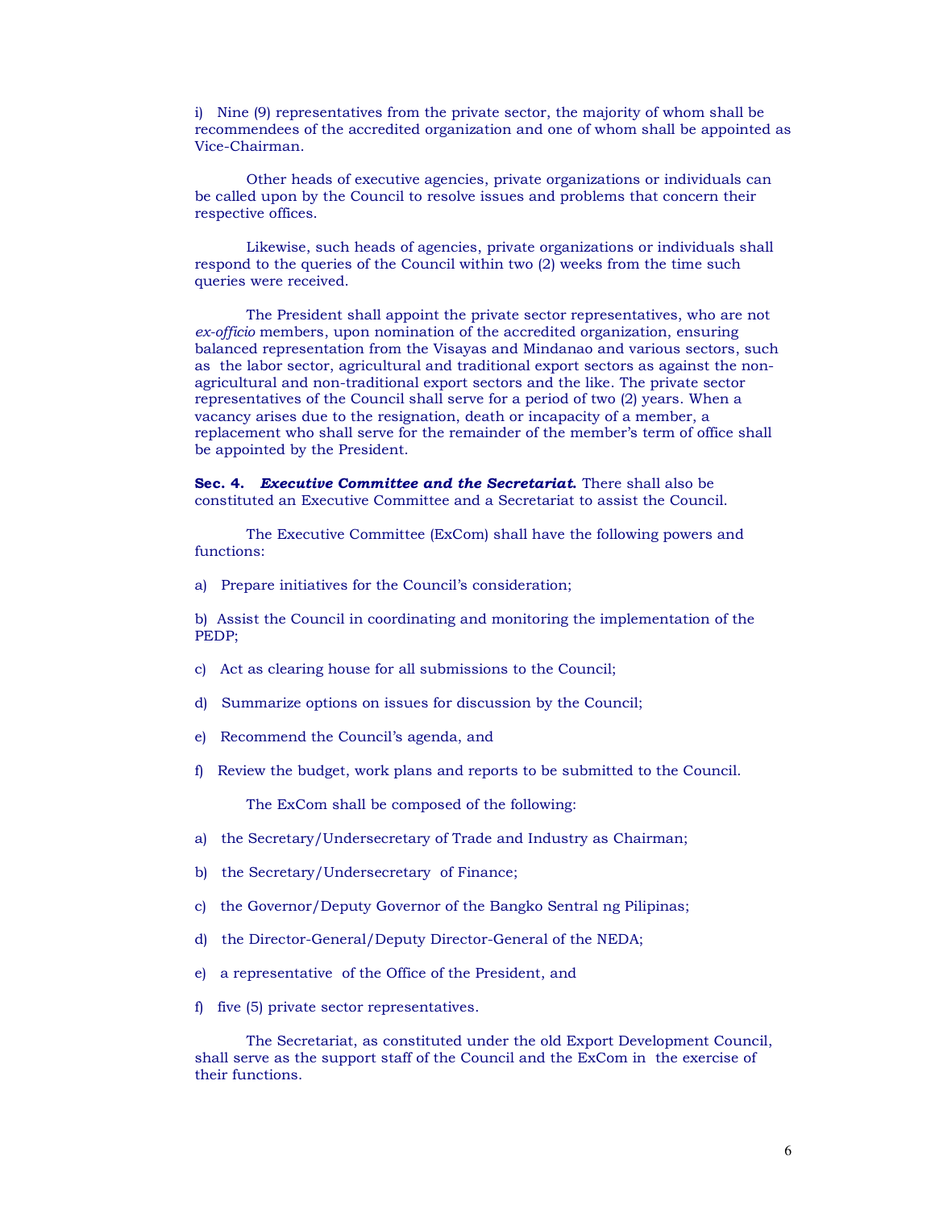i) Nine (9) representatives from the private sector, the majority of whom shall be recommendees of the accredited organization and one of whom shall be appointed as Vice-Chairman.

Other heads of executive agencies, private organizations or individuals can be called upon by the Council to resolve issues and problems that concern their respective offices.

Likewise, such heads of agencies, private organizations or individuals shall respond to the queries of the Council within two (2) weeks from the time such queries were received.

The President shall appoint the private sector representatives, who are not *ex-officio* members, upon nomination of the accredited organization, ensuring balanced representation from the Visayas and Mindanao and various sectors, such as the labor sector, agricultural and traditional export sectors as against the non-agricultural and non-traditional export sectors and the like. The private sector representatives of the Council shall serve for a period of two (2) years. When a vacancy arises due to the resignation, death or incapacity of a member, a replacement who shall serve for the remainder of the member's term of office shall be appointed by the President.

**Sec. 4.** ***Executive Committee and the Secretariat.*** There shall also be constituted an Executive Committee and a Secretariat to assist the Council.

The Executive Committee (ExCom) shall have the following powers and functions:

a) Prepare initiatives for the Council's consideration;

b) Assist the Council in coordinating and monitoring the implementation of the PEDP;

c) Act as clearing house for all submissions to the Council;

d) Summarize options on issues for discussion by the Council;

e) Recommend the Council's agenda, and

f) Review the budget, work plans and reports to be submitted to the Council.

The ExCom shall be composed of the following:

a) the Secretary/Undersecretary of Trade and Industry as Chairman;

b) the Secretary/Undersecretary of Finance;

c) the Governor/Deputy Governor of the Bangko Sentral ng Pilipinas;

d) the Director-General/Deputy Director-General of the NEDA;

e) a representative of the Office of the President, and

f) five (5) private sector representatives.

The Secretariat, as constituted under the old Export Development Council, shall serve as the support staff of the Council and the ExCom in the exercise of their functions.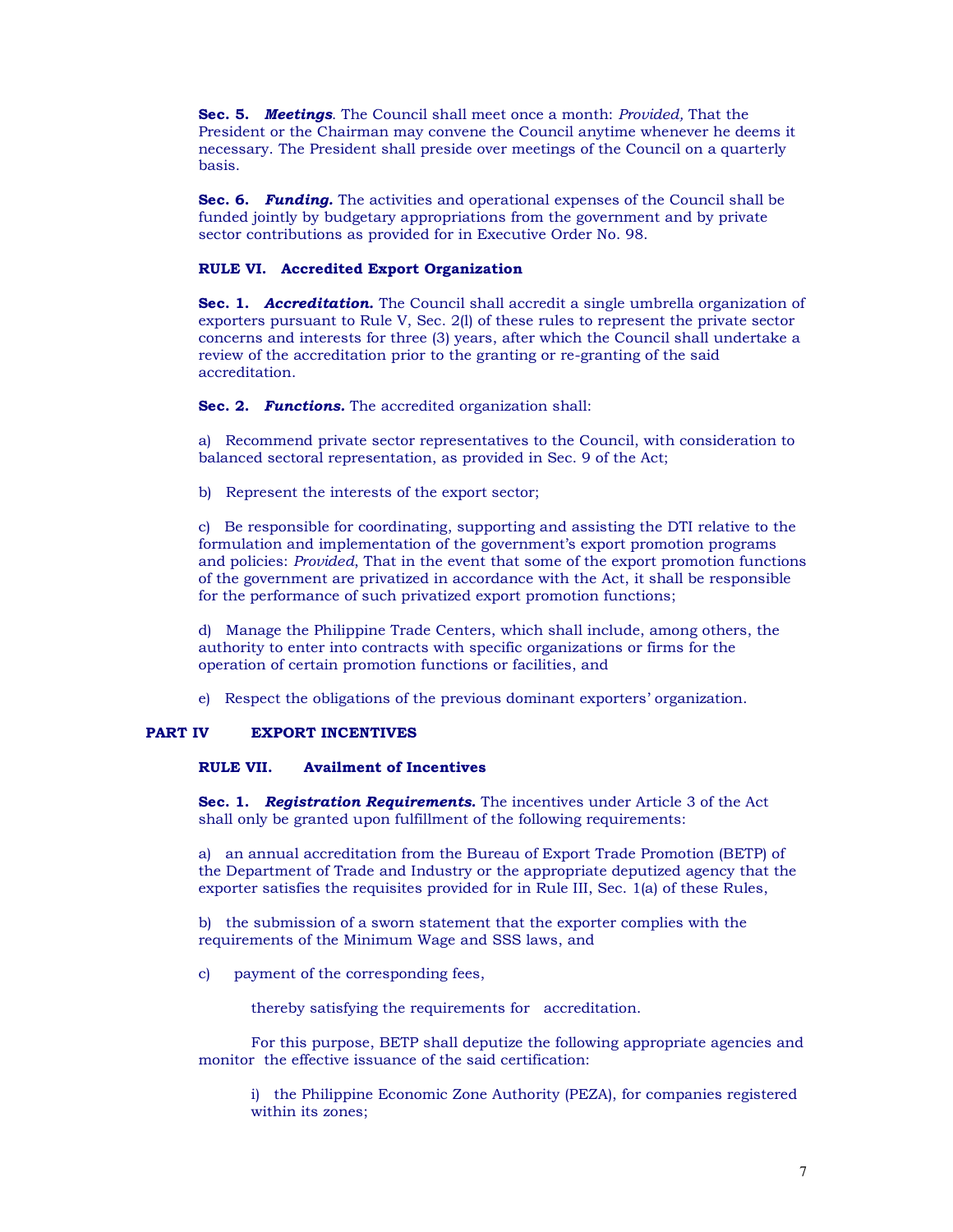**Sec. 5.** ***Meetings***. The Council shall meet once a month: *Provided,* That the President or the Chairman may convene the Council anytime whenever he deems it necessary. The President shall preside over meetings of the Council on a quarterly basis.

**Sec. 6.** ***Funding.*** The activities and operational expenses of the Council shall be funded jointly by budgetary appropriations from the government and by private sector contributions as provided for in Executive Order No. 98.

### RULE VI. Accredited Export Organization

**Sec. 1.** ***Accreditation.*** The Council shall accredit a single umbrella organization of exporters pursuant to Rule V, Sec. 2(l) of these rules to represent the private sector concerns and interests for three (3) years, after which the Council shall undertake a review of the accreditation prior to the granting or re-granting of the said accreditation.

**Sec. 2.** ***Functions.*** The accredited organization shall:

a) Recommend private sector representatives to the Council, with consideration to balanced sectoral representation, as provided in Sec. 9 of the Act;

b) Represent the interests of the export sector;

c) Be responsible for coordinating, supporting and assisting the DTI relative to the formulation and implementation of the government's export promotion programs and policies: *Provided*, That in the event that some of the export promotion functions of the government are privatized in accordance with the Act, it shall be responsible for the performance of such privatized export promotion functions;

d) Manage the Philippine Trade Centers, which shall include, among others, the authority to enter into contracts with specific organizations or firms for the operation of certain promotion functions or facilities, and

e) Respect the obligations of the previous dominant exporters' organization.

## PART IV EXPORT INCENTIVES

### RULE VII. Availment of Incentives

**Sec. 1.** ***Registration Requirements.*** The incentives under Article 3 of the Act shall only be granted upon fulfillment of the following requirements:

a) an annual accreditation from the Bureau of Export Trade Promotion (BETP) of the Department of Trade and Industry or the appropriate deputized agency that the exporter satisfies the requisites provided for in Rule III, Sec. 1(a) of these Rules,

b) the submission of a sworn statement that the exporter complies with the requirements of the Minimum Wage and SSS laws, and

c) payment of the corresponding fees,

thereby satisfying the requirements for accreditation.

For this purpose, BETP shall deputize the following appropriate agencies and monitor the effective issuance of the said certification:

i) the Philippine Economic Zone Authority (PEZA), for companies registered within its zones;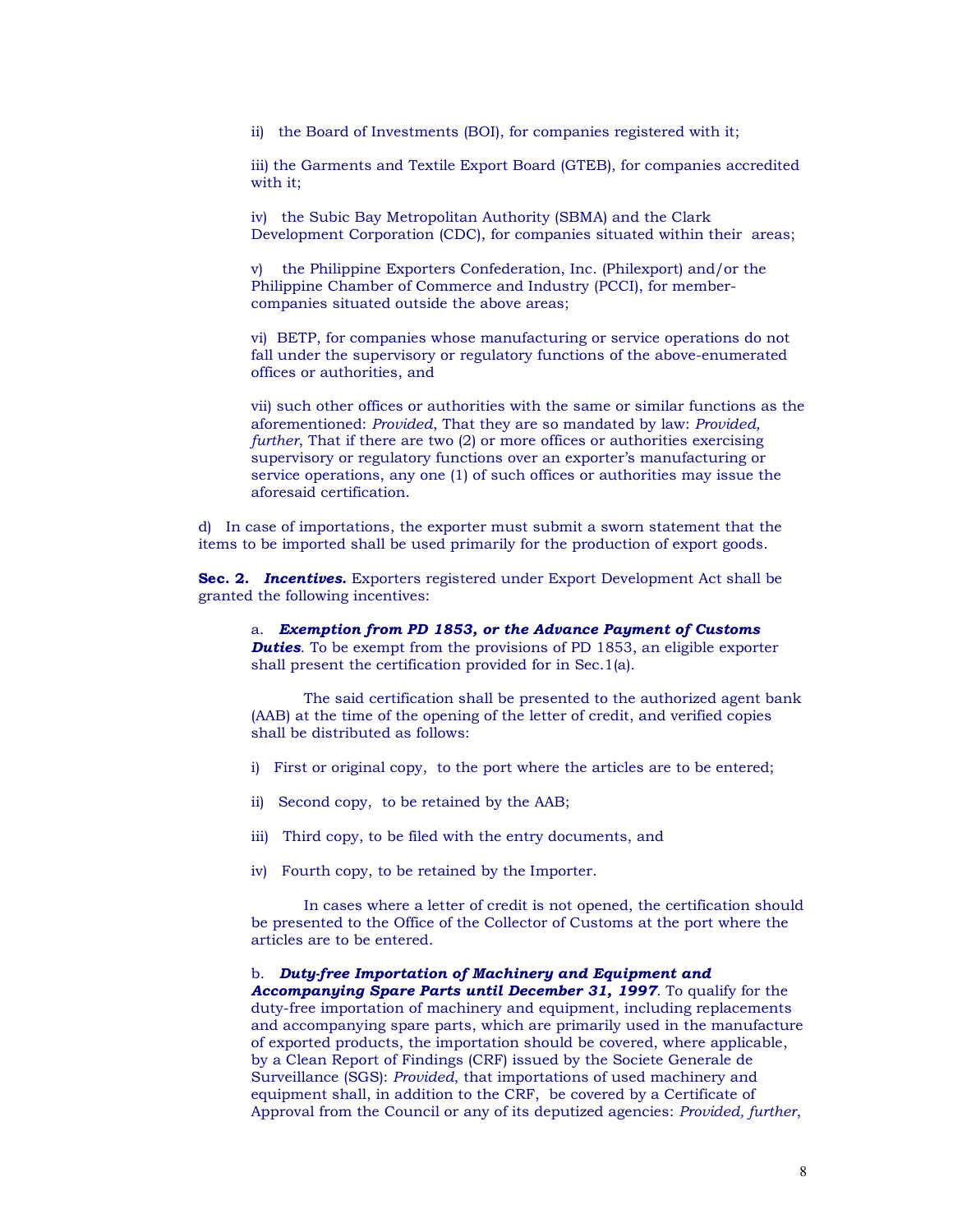ii) the Board of Investments (BOI), for companies registered with it;

iii) the Garments and Textile Export Board (GTEB), for companies accredited with it;

iv) the Subic Bay Metropolitan Authority (SBMA) and the Clark Development Corporation (CDC), for companies situated within their areas;

v) the Philippine Exporters Confederation, Inc. (Philexport) and/or the Philippine Chamber of Commerce and Industry (PCCI), for member-companies situated outside the above areas;

vi) BETP, for companies whose manufacturing or service operations do not fall under the supervisory or regulatory functions of the above-enumerated offices or authorities, and

vii) such other offices or authorities with the same or similar functions as the aforementioned: *Provided*, That they are so mandated by law: *Provided, further*, That if there are two (2) or more offices or authorities exercising supervisory or regulatory functions over an exporter's manufacturing or service operations, any one (1) of such offices or authorities may issue the aforesaid certification.

d) In case of importations, the exporter must submit a sworn statement that the items to be imported shall be used primarily for the production of export goods.

**Sec. 2.** ***Incentives.*** Exporters registered under Export Development Act shall be granted the following incentives:

a. ***Exemption from PD 1853, or the Advance Payment of Customs Duties***. To be exempt from the provisions of PD 1853, an eligible exporter shall present the certification provided for in Sec.1(a).

The said certification shall be presented to the authorized agent bank (AAB) at the time of the opening of the letter of credit, and verified copies shall be distributed as follows:

i) First or original copy, to the port where the articles are to be entered;

ii) Second copy, to be retained by the AAB;

iii) Third copy, to be filed with the entry documents, and

iv) Fourth copy, to be retained by the Importer.

In cases where a letter of credit is not opened, the certification should be presented to the Office of the Collector of Customs at the port where the articles are to be entered.

b. ***Duty-free Importation of Machinery and Equipment and Accompanying Spare Parts until December 31, 1997***. To qualify for the duty-free importation of machinery and equipment, including replacements and accompanying spare parts, which are primarily used in the manufacture of exported products, the importation should be covered, where applicable, by a Clean Report of Findings (CRF) issued by the Societe Generale de Surveillance (SGS): *Provided*, that importations of used machinery and equipment shall, in addition to the CRF, be covered by a Certificate of Approval from the Council or any of its deputized agencies: *Provided, further*,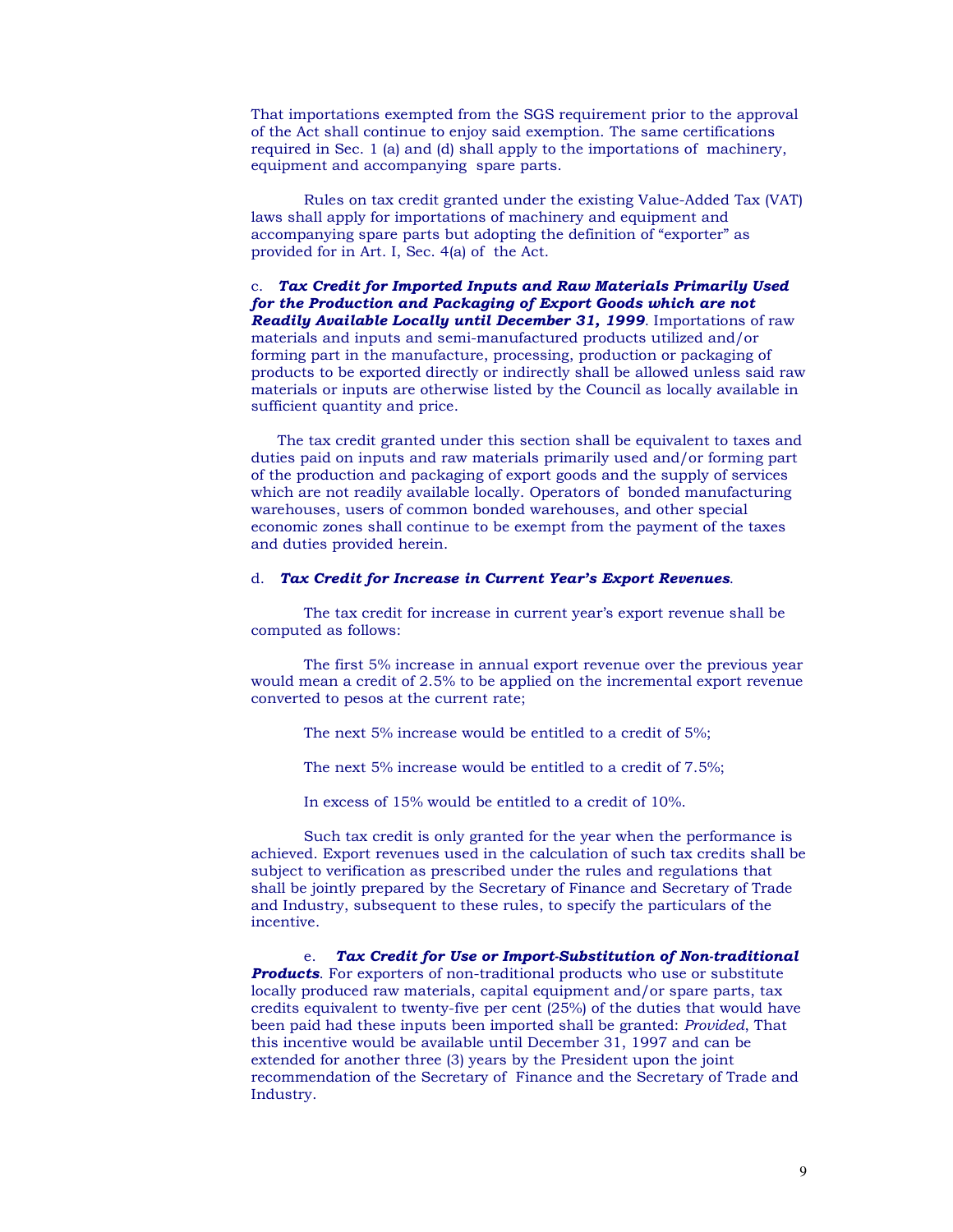That importations exempted from the SGS requirement prior to the approval of the Act shall continue to enjoy said exemption. The same certifications required in Sec. 1 (a) and (d) shall apply to the importations of machinery, equipment and accompanying spare parts.

Rules on tax credit granted under the existing Value-Added Tax (VAT) laws shall apply for importations of machinery and equipment and accompanying spare parts but adopting the definition of "exporter" as provided for in Art. I, Sec. 4(a) of the Act.

c. ***Tax Credit for Imported Inputs and Raw Materials Primarily Used for the Production and Packaging of Export Goods which are not Readily Available Locally until December 31, 1999***. Importations of raw materials and inputs and semi-manufactured products utilized and/or forming part in the manufacture, processing, production or packaging of products to be exported directly or indirectly shall be allowed unless said raw materials or inputs are otherwise listed by the Council as locally available in sufficient quantity and price.

The tax credit granted under this section shall be equivalent to taxes and duties paid on inputs and raw materials primarily used and/or forming part of the production and packaging of export goods and the supply of services which are not readily available locally. Operators of bonded manufacturing warehouses, users of common bonded warehouses, and other special economic zones shall continue to be exempt from the payment of the taxes and duties provided herein.

d. ***Tax Credit for Increase in Current Year's Export Revenues***.

The tax credit for increase in current year's export revenue shall be computed as follows:

The first 5% increase in annual export revenue over the previous year would mean a credit of 2.5% to be applied on the incremental export revenue converted to pesos at the current rate;

The next 5% increase would be entitled to a credit of 5%;

The next 5% increase would be entitled to a credit of 7.5%;

In excess of 15% would be entitled to a credit of 10%.

Such tax credit is only granted for the year when the performance is achieved. Export revenues used in the calculation of such tax credits shall be subject to verification as prescribed under the rules and regulations that shall be jointly prepared by the Secretary of Finance and Secretary of Trade and Industry, subsequent to these rules, to specify the particulars of the incentive.

e. ***Tax Credit for Use or Import-Substitution of Non-traditional Products***. For exporters of non-traditional products who use or substitute locally produced raw materials, capital equipment and/or spare parts, tax credits equivalent to twenty-five per cent (25%) of the duties that would have been paid had these inputs been imported shall be granted: *Provided*, That this incentive would be available until December 31, 1997 and can be extended for another three (3) years by the President upon the joint recommendation of the Secretary of Finance and the Secretary of Trade and Industry.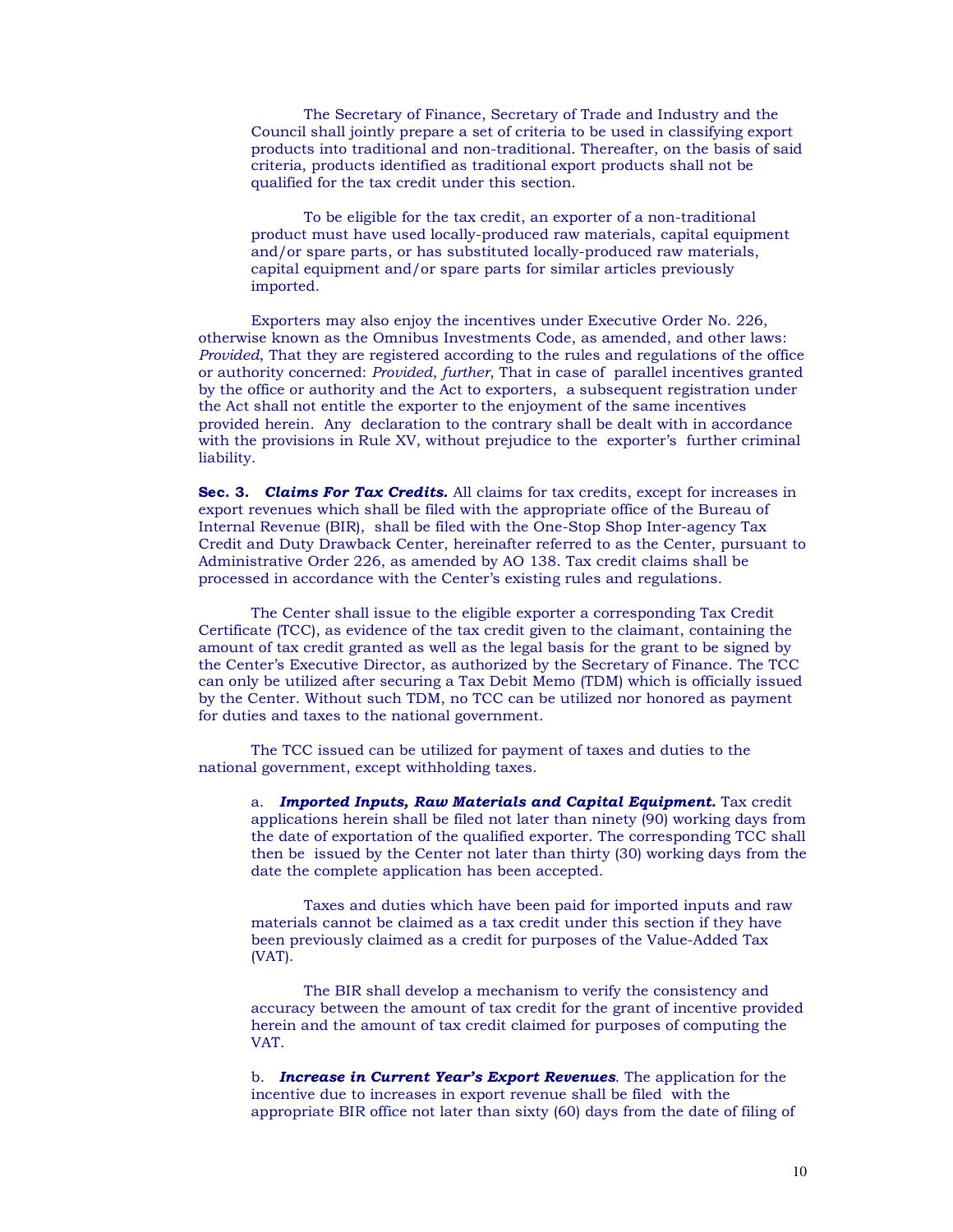The Secretary of Finance, Secretary of Trade and Industry and the Council shall jointly prepare a set of criteria to be used in classifying export products into traditional and non-traditional. Thereafter, on the basis of said criteria, products identified as traditional export products shall not be qualified for the tax credit under this section.

To be eligible for the tax credit, an exporter of a non-traditional product must have used locally-produced raw materials, capital equipment and/or spare parts, or has substituted locally-produced raw materials, capital equipment and/or spare parts for similar articles previously imported.

Exporters may also enjoy the incentives under Executive Order No. 226, otherwise known as the Omnibus Investments Code, as amended, and other laws: *Provided*, That they are registered according to the rules and regulations of the office or authority concerned: *Provided*, *further*, That in case of parallel incentives granted by the office or authority and the Act to exporters, a subsequent registration under the Act shall not entitle the exporter to the enjoyment of the same incentives provided herein. Any declaration to the contrary shall be dealt with in accordance with the provisions in Rule XV, without prejudice to the exporter's further criminal liability.

**Sec. 3.** ***Claims For Tax Credits.*** All claims for tax credits, except for increases in export revenues which shall be filed with the appropriate office of the Bureau of Internal Revenue (BIR), shall be filed with the One-Stop Shop Inter-agency Tax Credit and Duty Drawback Center, hereinafter referred to as the Center, pursuant to Administrative Order 226, as amended by AO 138. Tax credit claims shall be processed in accordance with the Center's existing rules and regulations.

The Center shall issue to the eligible exporter a corresponding Tax Credit Certificate (TCC), as evidence of the tax credit given to the claimant, containing the amount of tax credit granted as well as the legal basis for the grant to be signed by the Center's Executive Director, as authorized by the Secretary of Finance. The TCC can only be utilized after securing a Tax Debit Memo (TDM) which is officially issued by the Center. Without such TDM, no TCC can be utilized nor honored as payment for duties and taxes to the national government.

The TCC issued can be utilized for payment of taxes and duties to the national government, except withholding taxes.

a. ***Imported Inputs, Raw Materials and Capital Equipment.*** Tax credit applications herein shall be filed not later than ninety (90) working days from the date of exportation of the qualified exporter. The corresponding TCC shall then be issued by the Center not later than thirty (30) working days from the date the complete application has been accepted.

Taxes and duties which have been paid for imported inputs and raw materials cannot be claimed as a tax credit under this section if they have been previously claimed as a credit for purposes of the Value-Added Tax (VAT).

The BIR shall develop a mechanism to verify the consistency and accuracy between the amount of tax credit for the grant of incentive provided herein and the amount of tax credit claimed for purposes of computing the VAT.

b. ***Increase in Current Year's Export Revenues***. The application for the incentive due to increases in export revenue shall be filed with the appropriate BIR office not later than sixty (60) days from the date of filing of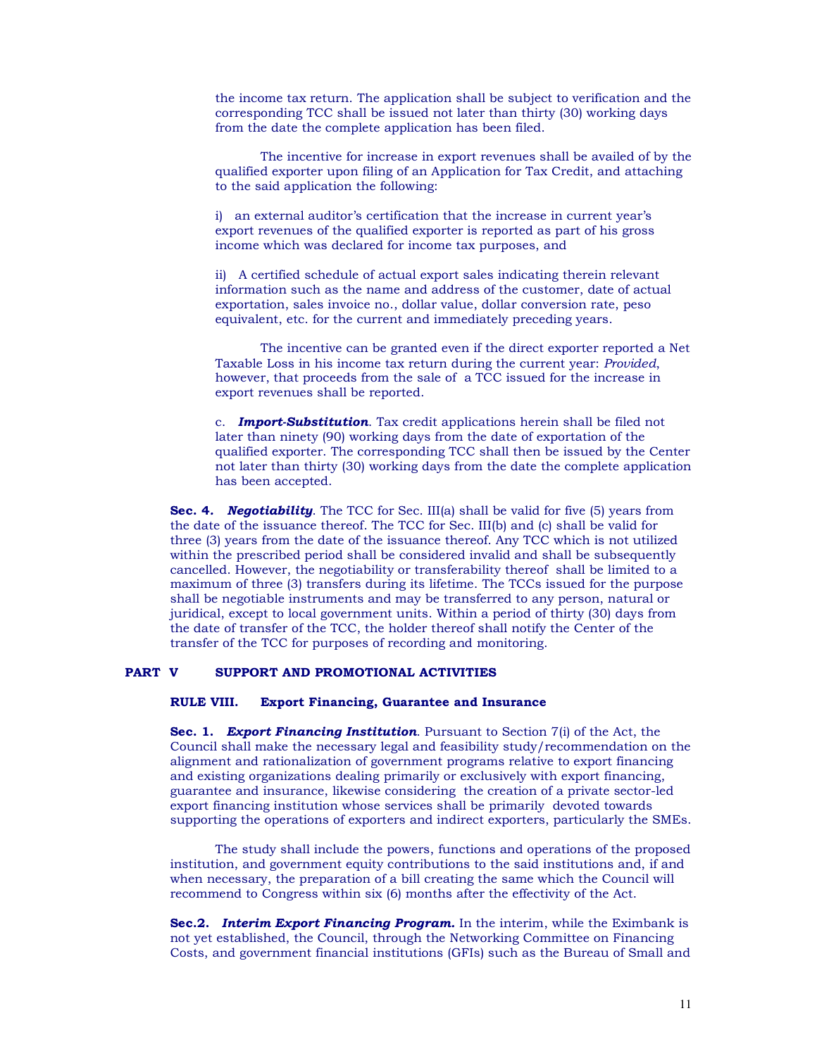the income tax return. The application shall be subject to verification and the corresponding TCC shall be issued not later than thirty (30) working days from the date the complete application has been filed.

The incentive for increase in export revenues shall be availed of by the qualified exporter upon filing of an Application for Tax Credit, and attaching to the said application the following:

i) an external auditor's certification that the increase in current year's export revenues of the qualified exporter is reported as part of his gross income which was declared for income tax purposes, and

ii) A certified schedule of actual export sales indicating therein relevant information such as the name and address of the customer, date of actual exportation, sales invoice no., dollar value, dollar conversion rate, peso equivalent, etc. for the current and immediately preceding years.

The incentive can be granted even if the direct exporter reported a Net Taxable Loss in his income tax return during the current year: *Provided*, however, that proceeds from the sale of a TCC issued for the increase in export revenues shall be reported.

c. ***Import-Substitution***. Tax credit applications herein shall be filed not later than ninety (90) working days from the date of exportation of the qualified exporter. The corresponding TCC shall then be issued by the Center not later than thirty (30) working days from the date the complete application has been accepted.

**Sec. 4.** ***Negotiability***. The TCC for Sec. III(a) shall be valid for five (5) years from the date of the issuance thereof. The TCC for Sec. III(b) and (c) shall be valid for three (3) years from the date of the issuance thereof. Any TCC which is not utilized within the prescribed period shall be considered invalid and shall be subsequently cancelled. However, the negotiability or transferability thereof shall be limited to a maximum of three (3) transfers during its lifetime. The TCCs issued for the purpose shall be negotiable instruments and may be transferred to any person, natural or juridical, except to local government units. Within a period of thirty (30) days from the date of transfer of the TCC, the holder thereof shall notify the Center of the transfer of the TCC for purposes of recording and monitoring.

## PART V SUPPORT AND PROMOTIONAL ACTIVITIES

### RULE VIII. Export Financing, Guarantee and Insurance

**Sec. 1.** ***Export Financing Institution***. Pursuant to Section 7(i) of the Act, the Council shall make the necessary legal and feasibility study/recommendation on the alignment and rationalization of government programs relative to export financing and existing organizations dealing primarily or exclusively with export financing, guarantee and insurance, likewise considering the creation of a private sector-led export financing institution whose services shall be primarily devoted towards supporting the operations of exporters and indirect exporters, particularly the SMEs.

The study shall include the powers, functions and operations of the proposed institution, and government equity contributions to the said institutions and, if and when necessary, the preparation of a bill creating the same which the Council will recommend to Congress within six (6) months after the effectivity of the Act.

**Sec.2.** ***Interim Export Financing Program.*** In the interim, while the Eximbank is not yet established, the Council, through the Networking Committee on Financing Costs, and government financial institutions (GFIs) such as the Bureau of Small and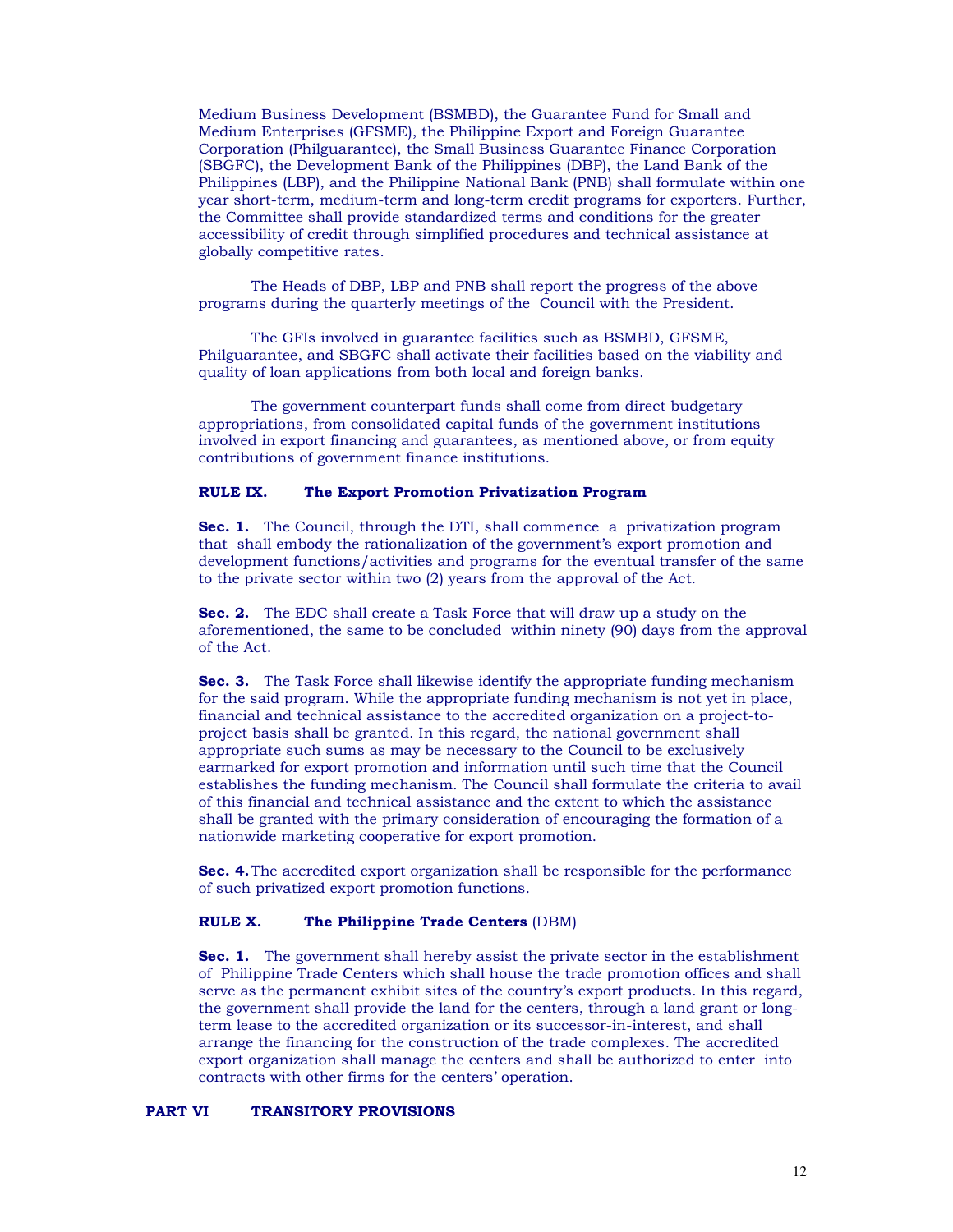Medium Business Development (BSMBD), the Guarantee Fund for Small and Medium Enterprises (GFSME), the Philippine Export and Foreign Guarantee Corporation (Philguarantee), the Small Business Guarantee Finance Corporation (SBGFC), the Development Bank of the Philippines (DBP), the Land Bank of the Philippines (LBP), and the Philippine National Bank (PNB) shall formulate within one year short-term, medium-term and long-term credit programs for exporters. Further, the Committee shall provide standardized terms and conditions for the greater accessibility of credit through simplified procedures and technical assistance at globally competitive rates.

The Heads of DBP, LBP and PNB shall report the progress of the above programs during the quarterly meetings of the Council with the President.

The GFIs involved in guarantee facilities such as BSMBD, GFSME, Philguarantee, and SBGFC shall activate their facilities based on the viability and quality of loan applications from both local and foreign banks.

The government counterpart funds shall come from direct budgetary appropriations, from consolidated capital funds of the government institutions involved in export financing and guarantees, as mentioned above, or from equity contributions of government finance institutions.

**RULE IX. The Export Promotion Privatization Program**

**Sec. 1.** The Council, through the DTI, shall commence a privatization program that shall embody the rationalization of the government's export promotion and development functions/activities and programs for the eventual transfer of the same to the private sector within two (2) years from the approval of the Act.

**Sec. 2.** The EDC shall create a Task Force that will draw up a study on the aforementioned, the same to be concluded within ninety (90) days from the approval of the Act.

**Sec. 3.** The Task Force shall likewise identify the appropriate funding mechanism for the said program. While the appropriate funding mechanism is not yet in place, financial and technical assistance to the accredited organization on a project-to-project basis shall be granted. In this regard, the national government shall appropriate such sums as may be necessary to the Council to be exclusively earmarked for export promotion and information until such time that the Council establishes the funding mechanism. The Council shall formulate the criteria to avail of this financial and technical assistance and the extent to which the assistance shall be granted with the primary consideration of encouraging the formation of a nationwide marketing cooperative for export promotion.

**Sec. 4.** The accredited export organization shall be responsible for the performance of such privatized export promotion functions.

**RULE X. The Philippine Trade Centers** (DBM)

**Sec. 1.** The government shall hereby assist the private sector in the establishment of Philippine Trade Centers which shall house the trade promotion offices and shall serve as the permanent exhibit sites of the country's export products. In this regard, the government shall provide the land for the centers, through a land grant or long-term lease to the accredited organization or its successor-in-interest, and shall arrange the financing for the construction of the trade complexes. The accredited export organization shall manage the centers and shall be authorized to enter into contracts with other firms for the centers' operation.

**PART VI TRANSITORY PROVISIONS**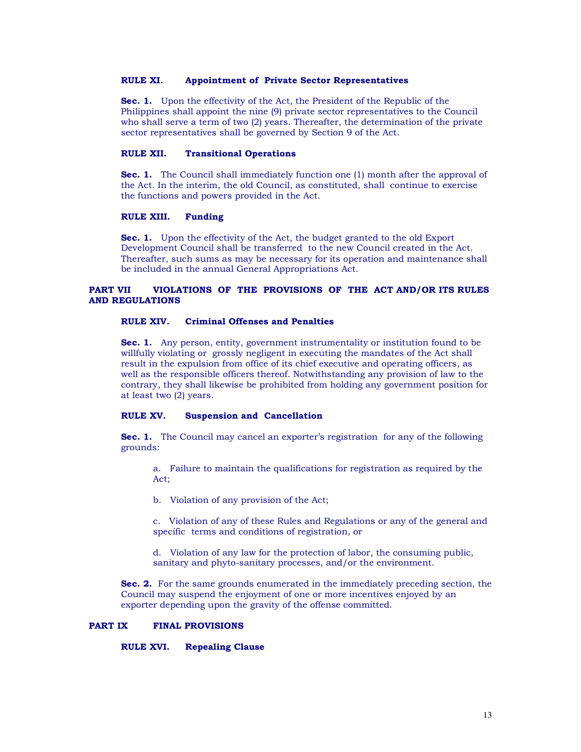### RULE XI. Appointment of Private Sector Representatives

**Sec. 1.** Upon the effectivity of the Act, the President of the Republic of the Philippines shall appoint the nine (9) private sector representatives to the Council who shall serve a term of two (2) years. Thereafter, the determination of the private sector representatives shall be governed by Section 9 of the Act.

### RULE XII. Transitional Operations

**Sec. 1.** The Council shall immediately function one (1) month after the approval of the Act. In the interim, the old Council, as constituted, shall continue to exercise the functions and powers provided in the Act.

### RULE XIII. Funding

**Sec. 1.** Upon the effectivity of the Act, the budget granted to the old Export Development Council shall be transferred to the new Council created in the Act. Thereafter, such sums as may be necessary for its operation and maintenance shall be included in the annual General Appropriations Act.

## PART VII VIOLATIONS OF THE PROVISIONS OF THE ACT AND/OR ITS RULES AND REGULATIONS

### RULE XIV. Criminal Offenses and Penalties

**Sec. 1.** Any person, entity, government instrumentality or institution found to be willfully violating or grossly negligent in executing the mandates of the Act shall result in the expulsion from office of its chief executive and operating officers, as well as the responsible officers thereof. Notwithstanding any provision of law to the contrary, they shall likewise be prohibited from holding any government position for at least two (2) years.

### RULE XV. Suspension and Cancellation

**Sec. 1.** The Council may cancel an exporter's registration for any of the following grounds:

a. Failure to maintain the qualifications for registration as required by the Act;

b. Violation of any provision of the Act;

c. Violation of any of these Rules and Regulations or any of the general and specific terms and conditions of registration, or

d. Violation of any law for the protection of labor, the consuming public, sanitary and phyto-sanitary processes, and/or the environment.

**Sec. 2.** For the same grounds enumerated in the immediately preceding section, the Council may suspend the enjoyment of one or more incentives enjoyed by an exporter depending upon the gravity of the offense committed.

## PART IX FINAL PROVISIONS

### RULE XVI. Repealing Clause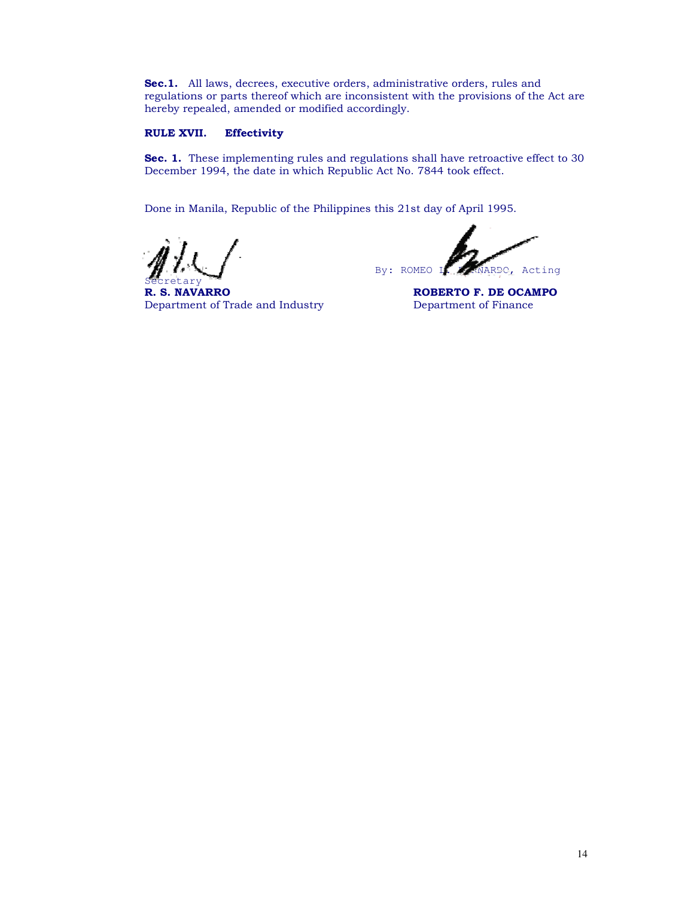**Sec.1.** All laws, decrees, executive orders, administrative orders, rules and regulations or parts thereof which are inconsistent with the provisions of the Act are hereby repealed, amended or modified accordingly.

**RULE XVII. Effectivity**

**Sec. 1.** These implementing rules and regulations shall have retroactive effect to 30 December 1994, the date in which Republic Act No. 7844 took effect.

Done in Manila, Republic of the Philippines this 21st day of April 1995.

Secretary
**R. S. NAVARRO**
Department of Trade and Industry

By: ROMEO L. BERNARDO, Acting
**ROBERTO F. DE OCAMPO**
Department of Finance